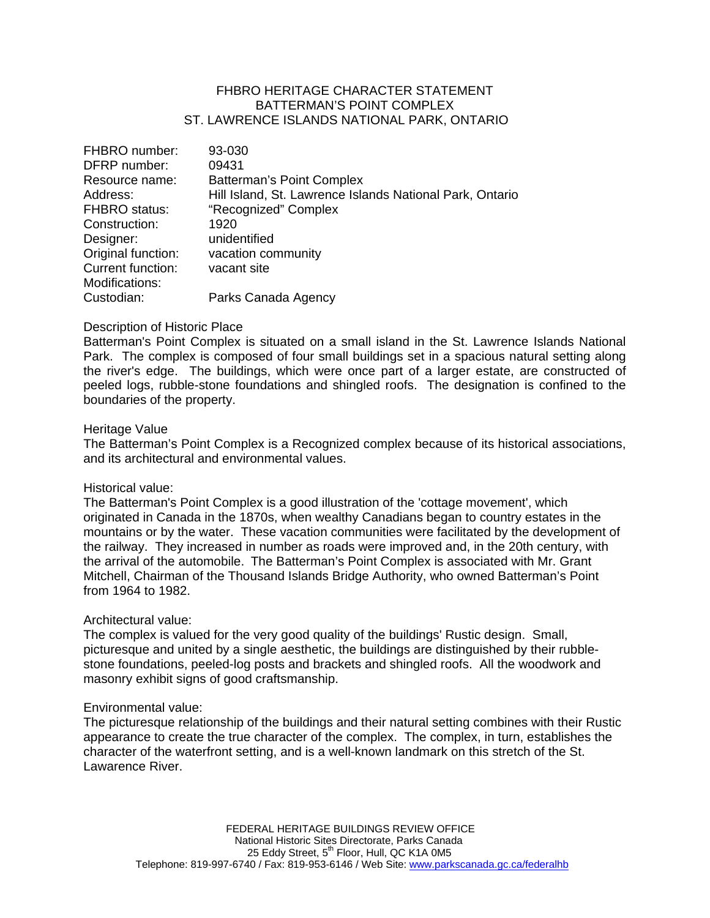# FHBRO HERITAGE CHARACTER STATEMENT
# BATTERMAN'S POINT COMPLEX
# ST. LAWRENCE ISLANDS NATIONAL PARK, ONTARIO

| | |
|---|---|
| FHBRO number: | 93-030 |
| DFRP number: | 09431 |
| Resource name: | Batterman's Point Complex |
| Address: | Hill Island, St. Lawrence Islands National Park, Ontario |
| FHBRO status: | "Recognized" Complex |
| Construction: | 1920 |
| Designer: | unidentified |
| Original function: | vacation community |
| Current function: | vacant site |
| Modifications: | |
| Custodian: | Parks Canada Agency |

## Description of Historic Place

Batterman's Point Complex is situated on a small island in the St. Lawrence Islands National Park. The complex is composed of four small buildings set in a spacious natural setting along the river's edge. The buildings, which were once part of a larger estate, are constructed of peeled logs, rubble-stone foundations and shingled roofs. The designation is confined to the boundaries of the property.

## Heritage Value

The Batterman's Point Complex is a Recognized complex because of its historical associations, and its architectural and environmental values.

### Historical value:

The Batterman's Point Complex is a good illustration of the 'cottage movement', which originated in Canada in the 1870s, when wealthy Canadians began to country estates in the mountains or by the water. These vacation communities were facilitated by the development of the railway. They increased in number as roads were improved and, in the 20th century, with the arrival of the automobile. The Batterman's Point Complex is associated with Mr. Grant Mitchell, Chairman of the Thousand Islands Bridge Authority, who owned Batterman's Point from 1964 to 1982.

### Architectural value:

The complex is valued for the very good quality of the buildings' Rustic design. Small, picturesque and united by a single aesthetic, the buildings are distinguished by their rubble-stone foundations, peeled-log posts and brackets and shingled roofs. All the woodwork and masonry exhibit signs of good craftsmanship.

### Environmental value:

The picturesque relationship of the buildings and their natural setting combines with their Rustic appearance to create the true character of the complex. The complex, in turn, establishes the character of the waterfront setting, and is a well-known landmark on this stretch of the St. Lawarence River.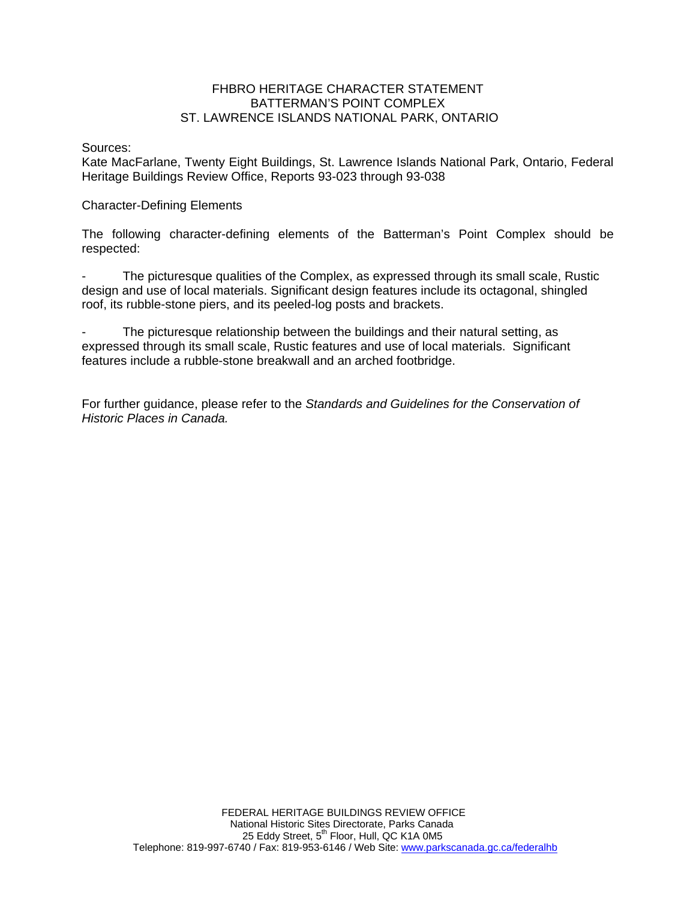FHBRO HERITAGE CHARACTER STATEMENT
BATTERMAN'S POINT COMPLEX
ST. LAWRENCE ISLANDS NATIONAL PARK, ONTARIO

Sources:
Kate MacFarlane, Twenty Eight Buildings, St. Lawrence Islands National Park, Ontario, Federal Heritage Buildings Review Office, Reports 93-023 through 93-038

Character-Defining Elements

The following character-defining elements of the Batterman's Point Complex should be respected:

- The picturesque qualities of the Complex, as expressed through its small scale, Rustic design and use of local materials. Significant design features include its octagonal, shingled roof, its rubble-stone piers, and its peeled-log posts and brackets.

- The picturesque relationship between the buildings and their natural setting, as expressed through its small scale, Rustic features and use of local materials. Significant features include a rubble-stone breakwall and an arched footbridge.

For further guidance, please refer to the *Standards and Guidelines for the Conservation of Historic Places in Canada.*

FEDERAL HERITAGE BUILDINGS REVIEW OFFICE
National Historic Sites Directorate, Parks Canada
25 Eddy Street, 5th Floor, Hull, QC K1A 0M5
Telephone: 819-997-6740 / Fax: 819-953-6146 / Web Site: www.parkscanada.gc.ca/federalhb